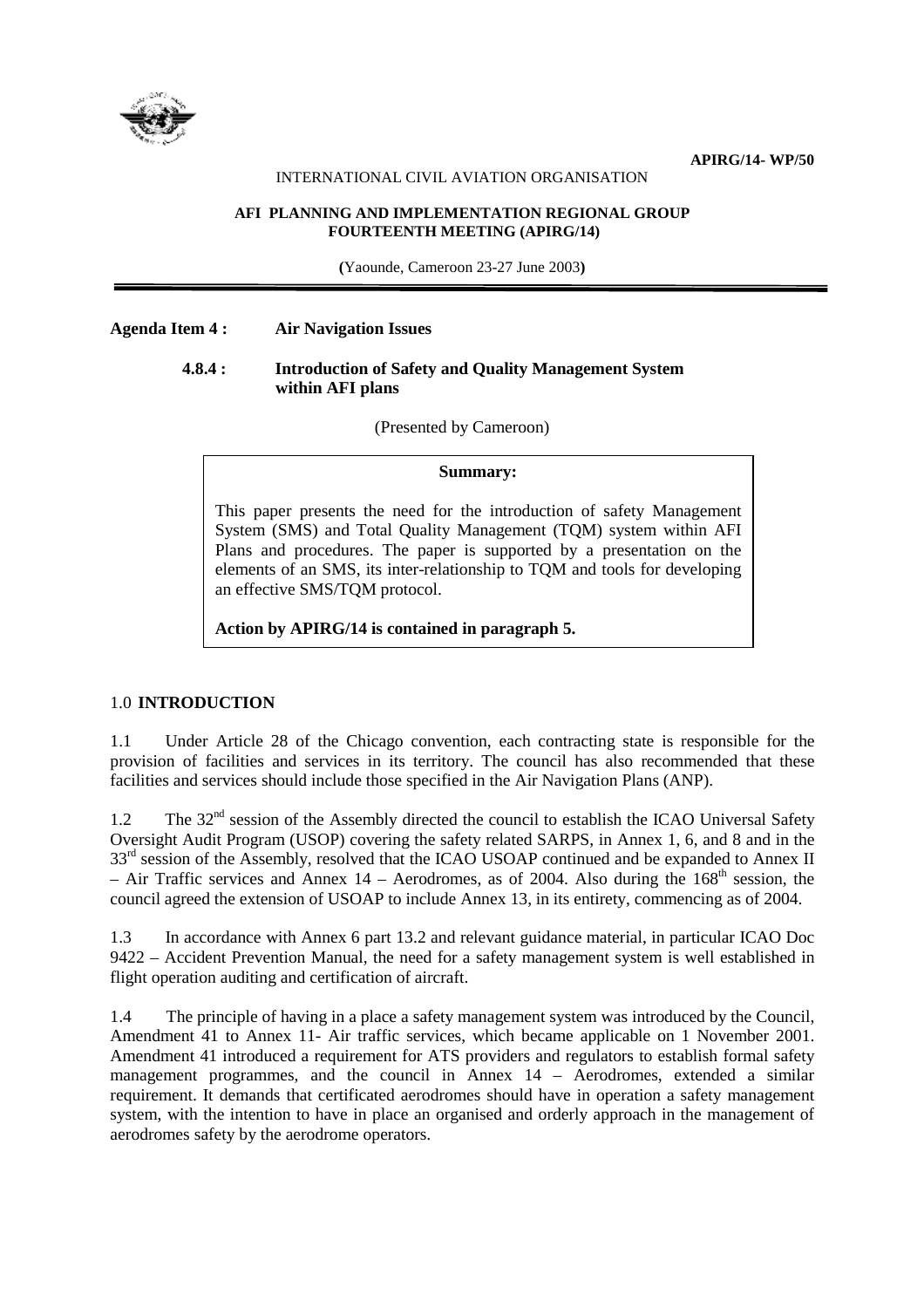**APIRG/14- WP/50**

INTERNATIONAL CIVIL AVIATION ORGANISATION

**AFI PLANNING AND IMPLEMENTATION REGIONAL GROUP**
**FOURTEENTH MEETING (APIRG/14)**

**(**Yaounde, Cameroon 23-27 June 2003**)**

---

**Agenda Item 4 : Air Navigation Issues**

**4.8.4 : Introduction of Safety and Quality Management System within AFI plans**

(Presented by Cameroon)

> **Summary:**
>
> This paper presents the need for the introduction of safety Management System (SMS) and Total Quality Management (TQM) system within AFI Plans and procedures. The paper is supported by a presentation on the elements of an SMS, its inter-relationship to TQM and tools for developing an effective SMS/TQM protocol.
>
> **Action by APIRG/14 is contained in paragraph 5.**

## 1.0 INTRODUCTION

1.1 Under Article 28 of the Chicago convention, each contracting state is responsible for the provision of facilities and services in its territory. The council has also recommended that these facilities and services should include those specified in the Air Navigation Plans (ANP).

1.2 The 32nd session of the Assembly directed the council to establish the ICAO Universal Safety Oversight Audit Program (USOP) covering the safety related SARPS, in Annex 1, 6, and 8 and in the 33rd session of the Assembly, resolved that the ICAO USOAP continued and be expanded to Annex II – Air Traffic services and Annex 14 – Aerodromes, as of 2004. Also during the 168th session, the council agreed the extension of USOAP to include Annex 13, in its entirety, commencing as of 2004.

1.3 In accordance with Annex 6 part 13.2 and relevant guidance material, in particular ICAO Doc 9422 – Accident Prevention Manual, the need for a safety management system is well established in flight operation auditing and certification of aircraft.

1.4 The principle of having in a place a safety management system was introduced by the Council, Amendment 41 to Annex 11- Air traffic services, which became applicable on 1 November 2001. Amendment 41 introduced a requirement for ATS providers and regulators to establish formal safety management programmes, and the council in Annex 14 – Aerodromes, extended a similar requirement. It demands that certificated aerodromes should have in operation a safety management system, with the intention to have in place an organised and orderly approach in the management of aerodromes safety by the aerodrome operators.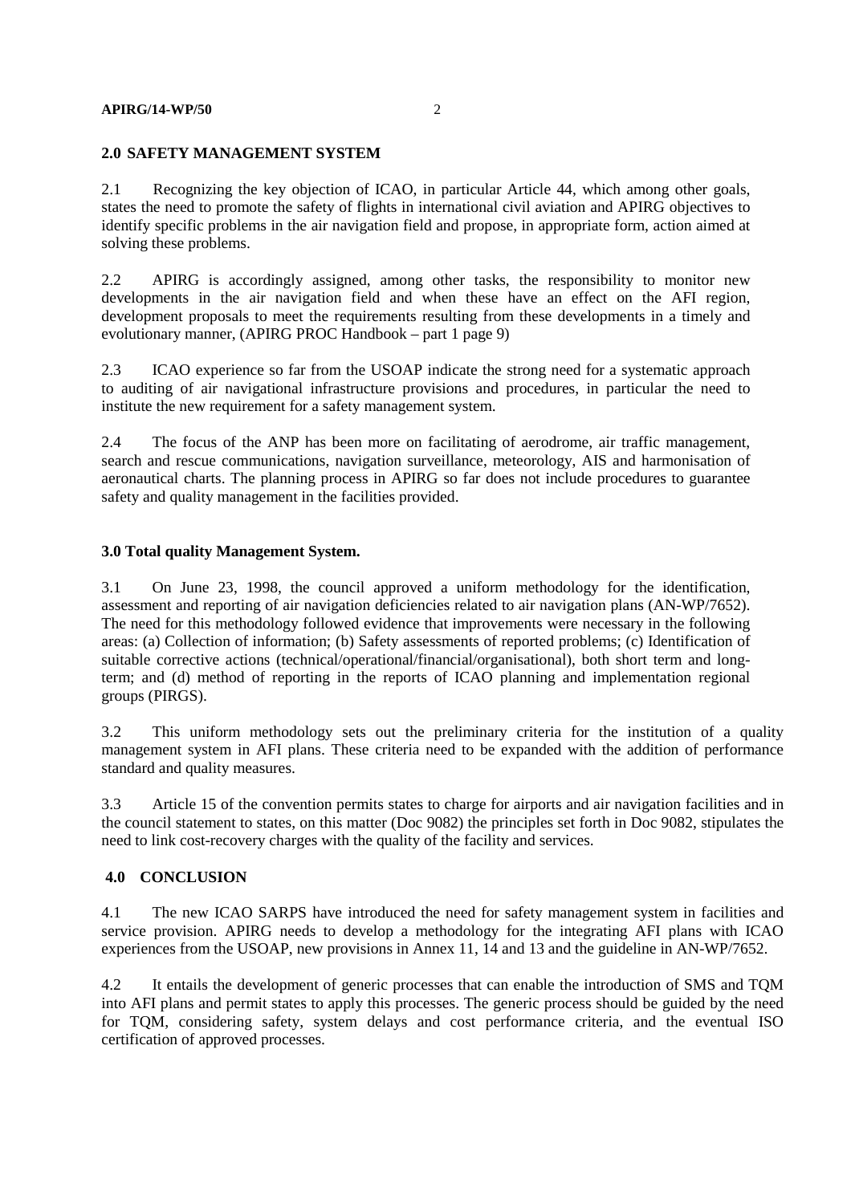## 2.0 SAFETY MANAGEMENT SYSTEM

2.1 Recognizing the key objection of ICAO, in particular Article 44, which among other goals, states the need to promote the safety of flights in international civil aviation and APIRG objectives to identify specific problems in the air navigation field and propose, in appropriate form, action aimed at solving these problems.

2.2 APIRG is accordingly assigned, among other tasks, the responsibility to monitor new developments in the air navigation field and when these have an effect on the AFI region, development proposals to meet the requirements resulting from these developments in a timely and evolutionary manner, (APIRG PROC Handbook – part 1 page 9)

2.3 ICAO experience so far from the USOAP indicate the strong need for a systematic approach to auditing of air navigational infrastructure provisions and procedures, in particular the need to institute the new requirement for a safety management system.

2.4 The focus of the ANP has been more on facilitating of aerodrome, air traffic management, search and rescue communications, navigation surveillance, meteorology, AIS and harmonisation of aeronautical charts. The planning process in APIRG so far does not include procedures to guarantee safety and quality management in the facilities provided.

## 3.0 Total quality Management System.

3.1 On June 23, 1998, the council approved a uniform methodology for the identification, assessment and reporting of air navigation deficiencies related to air navigation plans (AN-WP/7652). The need for this methodology followed evidence that improvements were necessary in the following areas: (a) Collection of information; (b) Safety assessments of reported problems; (c) Identification of suitable corrective actions (technical/operational/financial/organisational), both short term and long-term; and (d) method of reporting in the reports of ICAO planning and implementation regional groups (PIRGS).

3.2 This uniform methodology sets out the preliminary criteria for the institution of a quality management system in AFI plans. These criteria need to be expanded with the addition of performance standard and quality measures.

3.3 Article 15 of the convention permits states to charge for airports and air navigation facilities and in the council statement to states, on this matter (Doc 9082) the principles set forth in Doc 9082, stipulates the need to link cost-recovery charges with the quality of the facility and services.

## 4.0 CONCLUSION

4.1 The new ICAO SARPS have introduced the need for safety management system in facilities and service provision. APIRG needs to develop a methodology for the integrating AFI plans with ICAO experiences from the USOAP, new provisions in Annex 11, 14 and 13 and the guideline in AN-WP/7652.

4.2 It entails the development of generic processes that can enable the introduction of SMS and TQM into AFI plans and permit states to apply this processes. The generic process should be guided by the need for TQM, considering safety, system delays and cost performance criteria, and the eventual ISO certification of approved processes.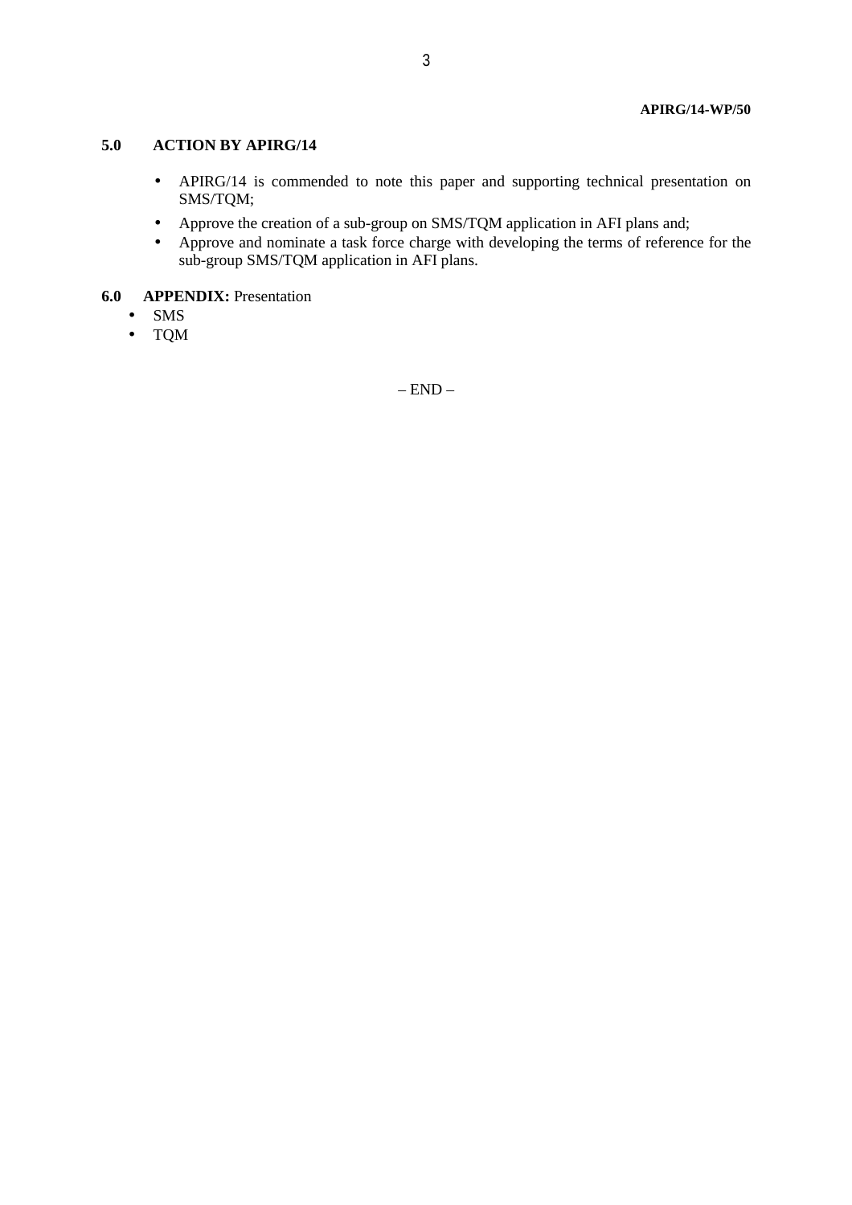## 5.0 ACTION BY APIRG/14

- APIRG/14 is commended to note this paper and supporting technical presentation on SMS/TQM;
- Approve the creation of a sub-group on SMS/TQM application in AFI plans and;
- Approve and nominate a task force charge with developing the terms of reference for the sub-group SMS/TQM application in AFI plans.

**6.0 APPENDIX:** Presentation

- SMS
- TQM

– END –